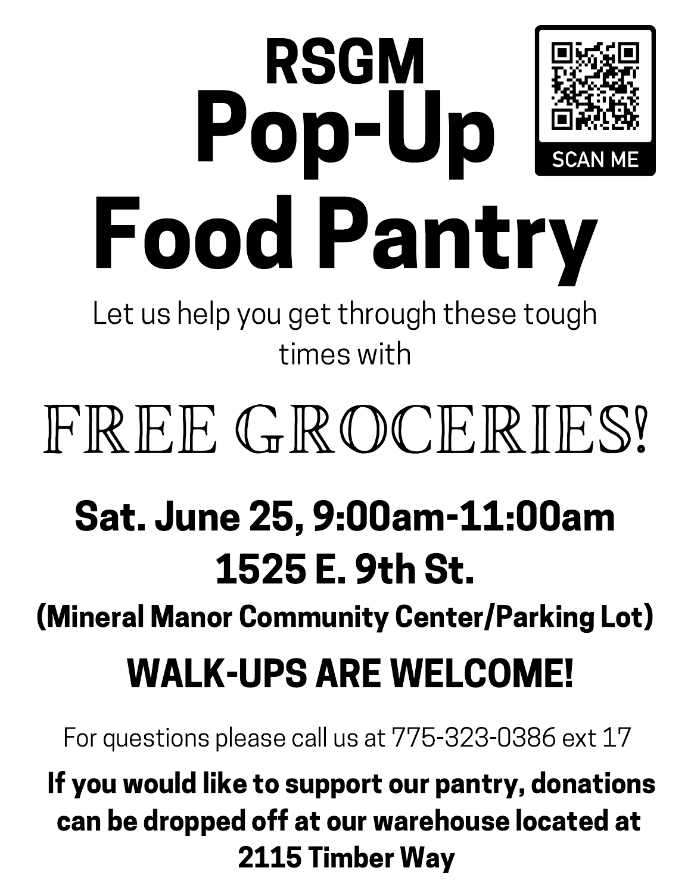# RSGM Pop-Up Food Pantry

SCAN ME

Let us help you get through these tough times with

## FREE GROCERIES!

**Sat. June 25, 9:00am-11:00am**

**1525 E. 9th St.**

**(Mineral Manor Community Center/Parking Lot)**

**WALK-UPS ARE WELCOME!**

For questions please call us at 775-323-0386 ext 17

**If you would like to support our pantry, donations can be dropped off at our warehouse located at 2115 Timber Way**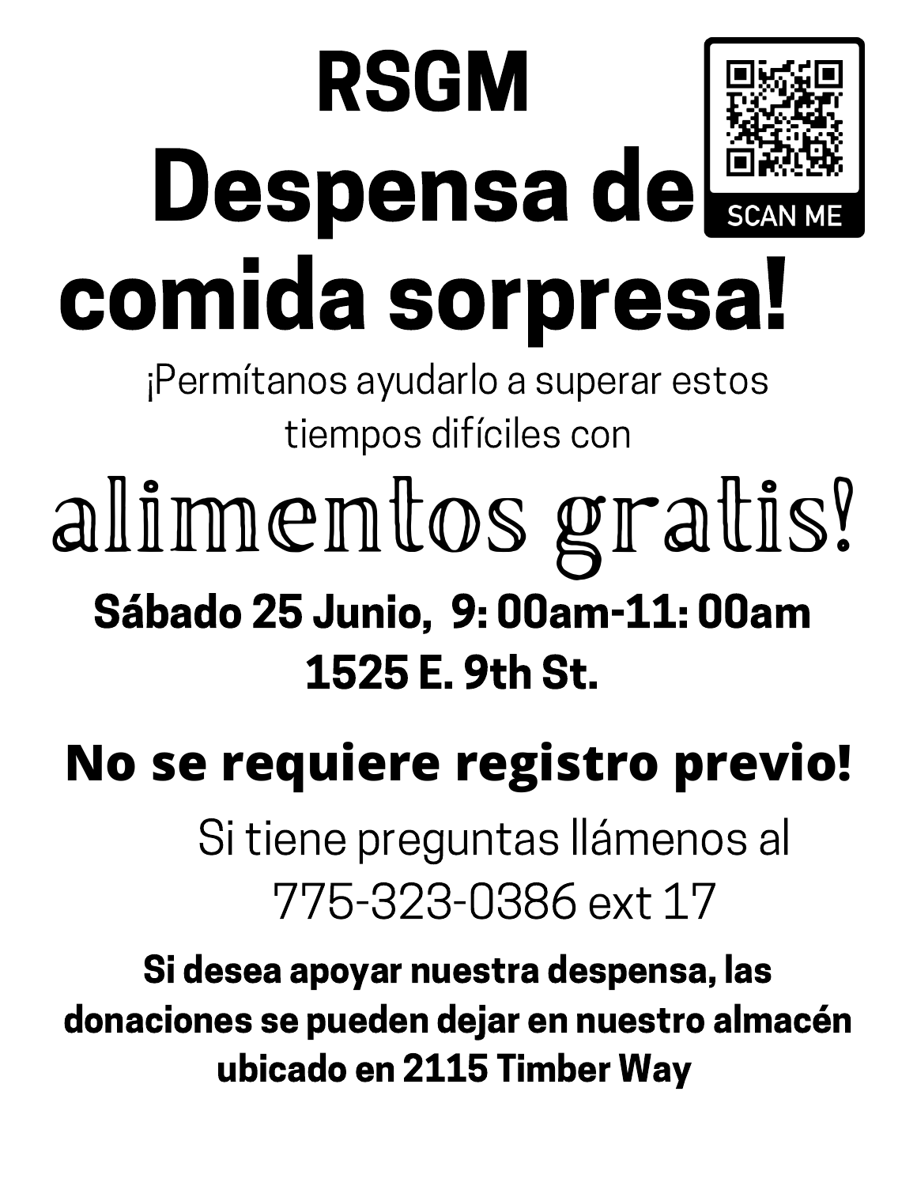# RSGM Despensa de comida sorpresa!

SCAN ME

¡Permítanos ayudarlo a superar estos tiempos difíciles con

## alimentos gratis!

**Sábado 25 Junio, 9: 00am-11: 00am**
**1525 E. 9th St.**

## No se requiere registro previo!

Si tiene preguntas llámenos al 775-323-0386 ext 17

**Si desea apoyar nuestra despensa, las donaciones se pueden dejar en nuestro almacén ubicado en 2115 Timber Way**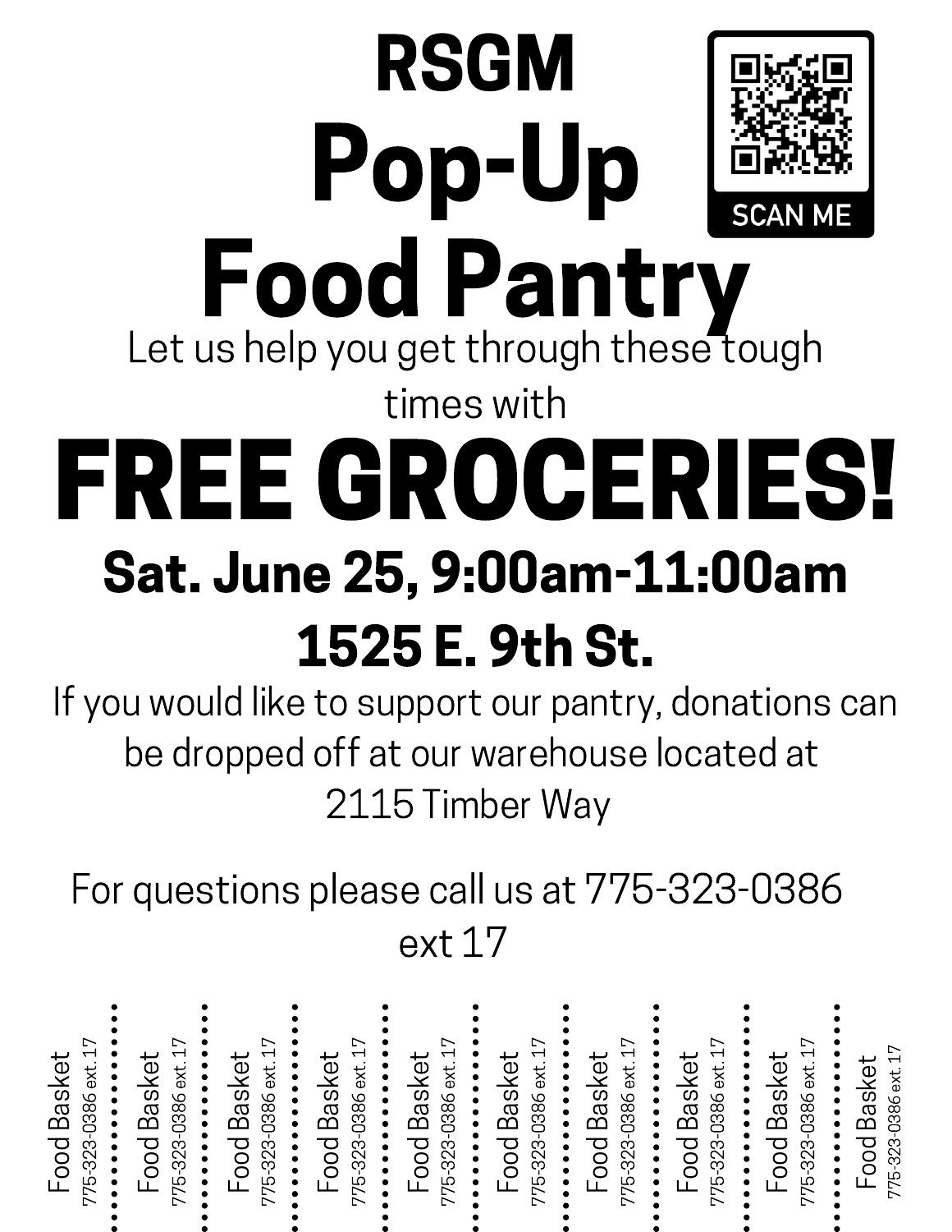# RSGM

# Pop-Up Food Pantry

SCAN ME

Let us help you get through these tough times with

# FREE GROCERIES!

## Sat. June 25, 9:00am-11:00am

## 1525 E. 9th St.

If you would like to support our pantry, donations can be dropped off at our warehouse located at 2115 Timber Way

For questions please call us at 775-323-0386 ext 17

Food Basket 775-323-0386 ext. 17

Food Basket 775-323-0386 ext. 17

Food Basket 775-323-0386 ext. 17

Food Basket 775-323-0386 ext. 17

Food Basket 775-323-0386 ext. 17

Food Basket 775-323-0386 ext. 17

Food Basket 775-323-0386 ext. 17

Food Basket 775-323-0386 ext. 17

Food Basket 775-323-0386 ext. 17

Food Basket 775-323-0386 ext. 17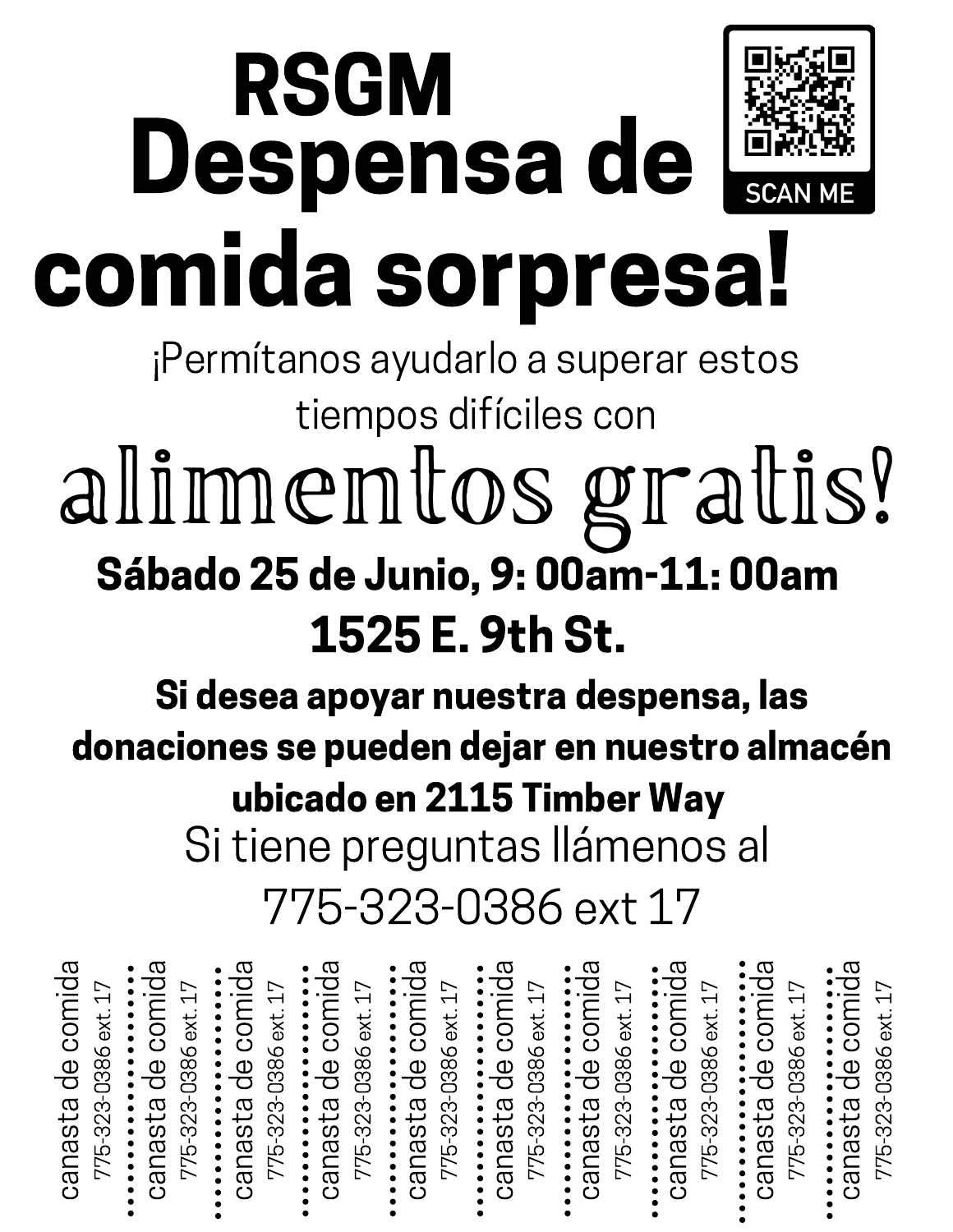# RSGM Despensa de comida sorpresa!

SCAN ME

¡Permítanos ayudarlo a superar estos tiempos difíciles con

## alimentos gratis!

**Sábado 25 de Junio, 9: 00am-11: 00am**

**1525 E. 9th St.**

**Si desea apoyar nuestra despensa, las donaciones se pueden dejar en nuestro almacén ubicado en 2115 Timber Way**

Si tiene preguntas llámenos al

775-323-0386 ext 17

canasta de comida 775-323-0386 ext. 17

canasta de comida 775-323-0386 ext. 17

canasta de comida 775-323-0386 ext. 17

canasta de comida 775-323-0386 ext. 17

canasta de comida 775-323-0386 ext. 17

canasta de comida 775-323-0386 ext. 17

canasta de comida 775-323-0386 ext. 17

canasta de comida 775-323-0386 ext. 17

canasta de comida 775-323-0386 ext. 17

canasta de comida 775-323-0386 ext. 17